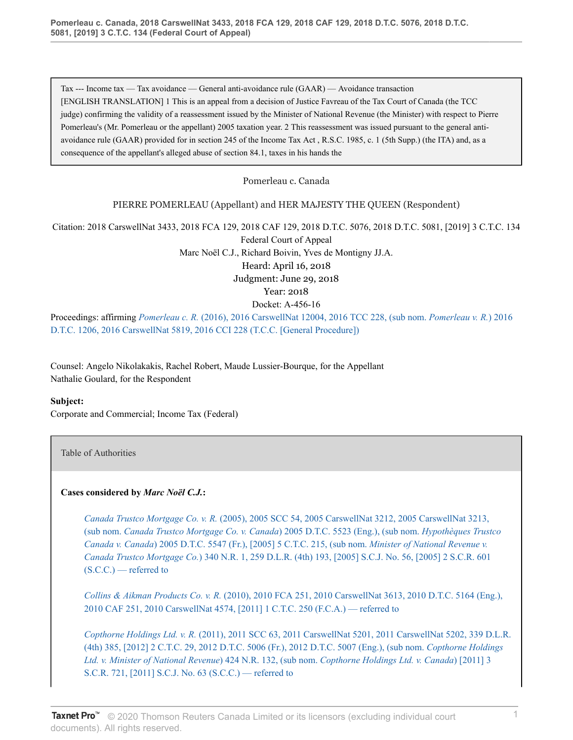Tax --- Income tax — Tax avoidance — General anti-avoidance rule (GAAR) — Avoidance transaction

[ENGLISH TRANSLATION] 1 This is an appeal from a decision of Justice Favreau of the Tax Court of Canada (the TCC judge) confirming the validity of a reassessment issued by the Minister of National Revenue (the Minister) with respect to Pierre Pomerleau's (Mr. Pomerleau or the appellant) 2005 taxation year. 2 This reassessment was issued pursuant to the general anti-avoidance rule (GAAR) provided for in section 245 of the Income Tax Act , R.S.C. 1985, c. 1 (5th Supp.) (the ITA) and, as a consequence of the appellant's alleged abuse of section 84.1, taxes in his hands the

Pomerleau c. Canada

PIERRE POMERLEAU (Appellant) and HER MAJESTY THE QUEEN (Respondent)

Citation: 2018 CarswellNat 3433, 2018 FCA 129, 2018 CAF 129, 2018 D.T.C. 5076, 2018 D.T.C. 5081, [2019] 3 C.T.C. 134

Federal Court of Appeal

Marc Noël C.J., Richard Boivin, Yves de Montigny JJ.A.

Heard: April 16, 2018

Judgment: June 29, 2018

Year: 2018

Docket: A-456-16

Proceedings: affirming *Pomerleau c. R.* (2016), 2016 CarswellNat 12004, 2016 TCC 228, (sub nom. *Pomerleau v. R.*) 2016 D.T.C. 1206, 2016 CarswellNat 5819, 2016 CCI 228 (T.C.C. [General Procedure])

Counsel: Angelo Nikolakakis, Rachel Robert, Maude Lussier-Bourque, for the Appellant
Nathalie Goulard, for the Respondent

**Subject:**
Corporate and Commercial; Income Tax (Federal)

Table of Authorities

**Cases considered by *Marc Noël C.J.*:**

*Canada Trustco Mortgage Co. v. R.* (2005), 2005 SCC 54, 2005 CarswellNat 3212, 2005 CarswellNat 3213, (sub nom. *Canada Trustco Mortgage Co. v. Canada*) 2005 D.T.C. 5523 (Eng.), (sub nom. *Hypothèques Trustco Canada v. Canada*) 2005 D.T.C. 5547 (Fr.), [2005] 5 C.T.C. 215, (sub nom. *Minister of National Revenue v. Canada Trustco Mortgage Co.*) 340 N.R. 1, 259 D.L.R. (4th) 193, [2005] S.C.J. No. 56, [2005] 2 S.C.R. 601 (S.C.C.) — referred to

*Collins & Aikman Products Co. v. R.* (2010), 2010 FCA 251, 2010 CarswellNat 3613, 2010 D.T.C. 5164 (Eng.), 2010 CAF 251, 2010 CarswellNat 4574, [2011] 1 C.T.C. 250 (F.C.A.) — referred to

*Copthorne Holdings Ltd. v. R.* (2011), 2011 SCC 63, 2011 CarswellNat 5201, 2011 CarswellNat 5202, 339 D.L.R. (4th) 385, [2012] 2 C.T.C. 29, 2012 D.T.C. 5006 (Fr.), 2012 D.T.C. 5007 (Eng.), (sub nom. *Copthorne Holdings Ltd. v. Minister of National Revenue*) 424 N.R. 132, (sub nom. *Copthorne Holdings Ltd. v. Canada*) [2011] 3 S.C.R. 721, [2011] S.C.J. No. 63 (S.C.C.) — referred to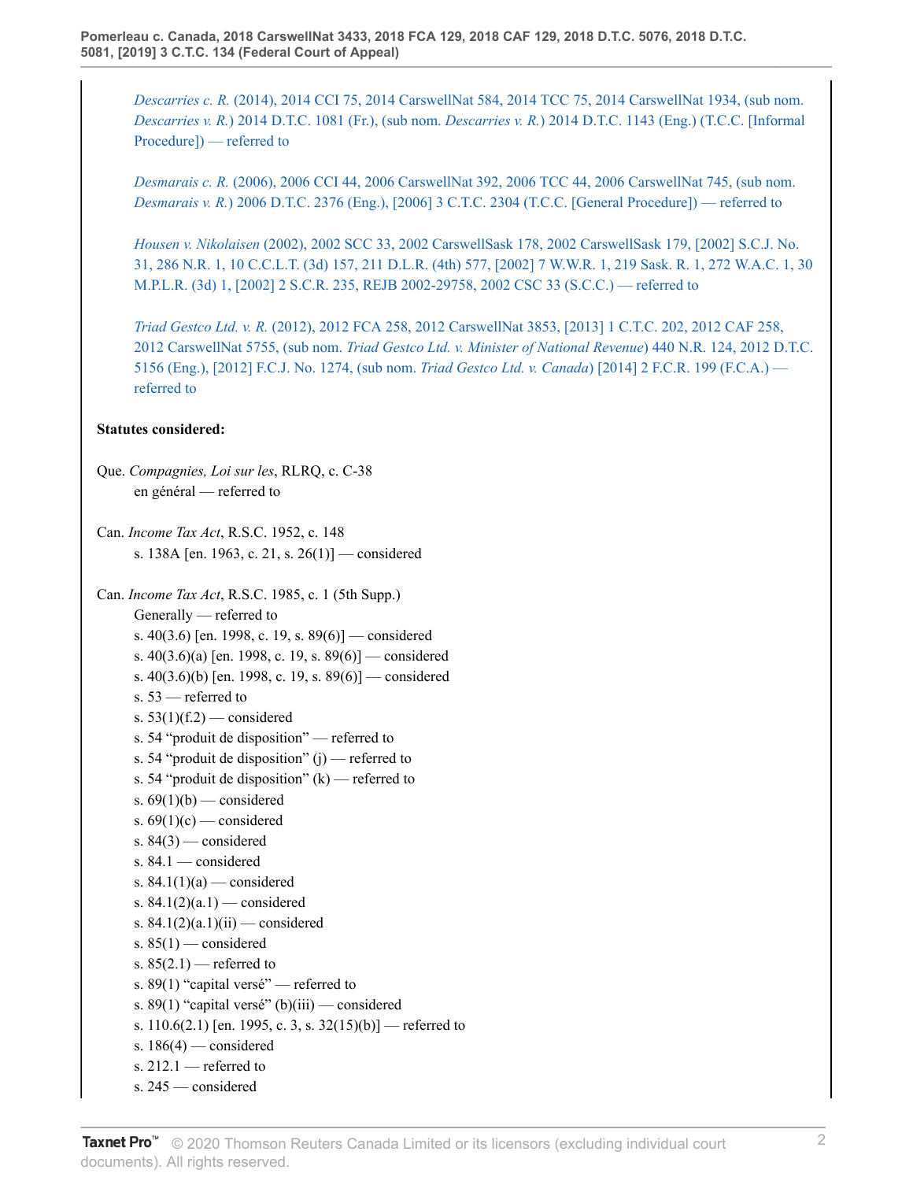*Descarries c. R.* (2014), 2014 CCI 75, 2014 CarswellNat 584, 2014 TCC 75, 2014 CarswellNat 1934, (sub nom. *Descarries v. R.*) 2014 D.T.C. 1081 (Fr.), (sub nom. *Descarries v. R.*) 2014 D.T.C. 1143 (Eng.) (T.C.C. [Informal Procedure]) — referred to

*Desmarais c. R.* (2006), 2006 CCI 44, 2006 CarswellNat 392, 2006 TCC 44, 2006 CarswellNat 745, (sub nom. *Desmarais v. R.*) 2006 D.T.C. 2376 (Eng.), [2006] 3 C.T.C. 2304 (T.C.C. [General Procedure]) — referred to

*Housen v. Nikolaisen* (2002), 2002 SCC 33, 2002 CarswellSask 178, 2002 CarswellSask 179, [2002] S.C.J. No. 31, 286 N.R. 1, 10 C.C.L.T. (3d) 157, 211 D.L.R. (4th) 577, [2002] 7 W.W.R. 1, 219 Sask. R. 1, 272 W.A.C. 1, 30 M.P.L.R. (3d) 1, [2002] 2 S.C.R. 235, REJB 2002-29758, 2002 CSC 33 (S.C.C.) — referred to

*Triad Gestco Ltd. v. R.* (2012), 2012 FCA 258, 2012 CarswellNat 3853, [2013] 1 C.T.C. 202, 2012 CAF 258, 2012 CarswellNat 5755, (sub nom. *Triad Gestco Ltd. v. Minister of National Revenue*) 440 N.R. 124, 2012 D.T.C. 5156 (Eng.), [2012] F.C.J. No. 1274, (sub nom. *Triad Gestco Ltd. v. Canada*) [2014] 2 F.C.R. 199 (F.C.A.) — referred to

**Statutes considered:**

Que. *Compagnies, Loi sur les*, RLRQ, c. C-38
 en général — referred to

Can. *Income Tax Act*, R.S.C. 1952, c. 148
 s. 138A [en. 1963, c. 21, s. 26(1)] — considered

Can. *Income Tax Act*, R.S.C. 1985, c. 1 (5th Supp.)
 Generally — referred to
 s. 40(3.6) [en. 1998, c. 19, s. 89(6)] — considered
 s. 40(3.6)(a) [en. 1998, c. 19, s. 89(6)] — considered
 s. 40(3.6)(b) [en. 1998, c. 19, s. 89(6)] — considered
 s. 53 — referred to
 s. 53(1)(f.2) — considered
 s. 54 "produit de disposition" — referred to
 s. 54 "produit de disposition" (j) — referred to
 s. 54 "produit de disposition" (k) — referred to
 s. 69(1)(b) — considered
 s. 69(1)(c) — considered
 s. 84(3) — considered
 s. 84.1 — considered
 s. 84.1(1)(a) — considered
 s. 84.1(2)(a.1) — considered
 s. 84.1(2)(a.1)(ii) — considered
 s. 85(1) — considered
 s. 85(2.1) — referred to
 s. 89(1) "capital versé" — referred to
 s. 89(1) "capital versé" (b)(iii) — considered
 s. 110.6(2.1) [en. 1995, c. 3, s. 32(15)(b)] — referred to
 s. 186(4) — considered
 s. 212.1 — referred to
 s. 245 — considered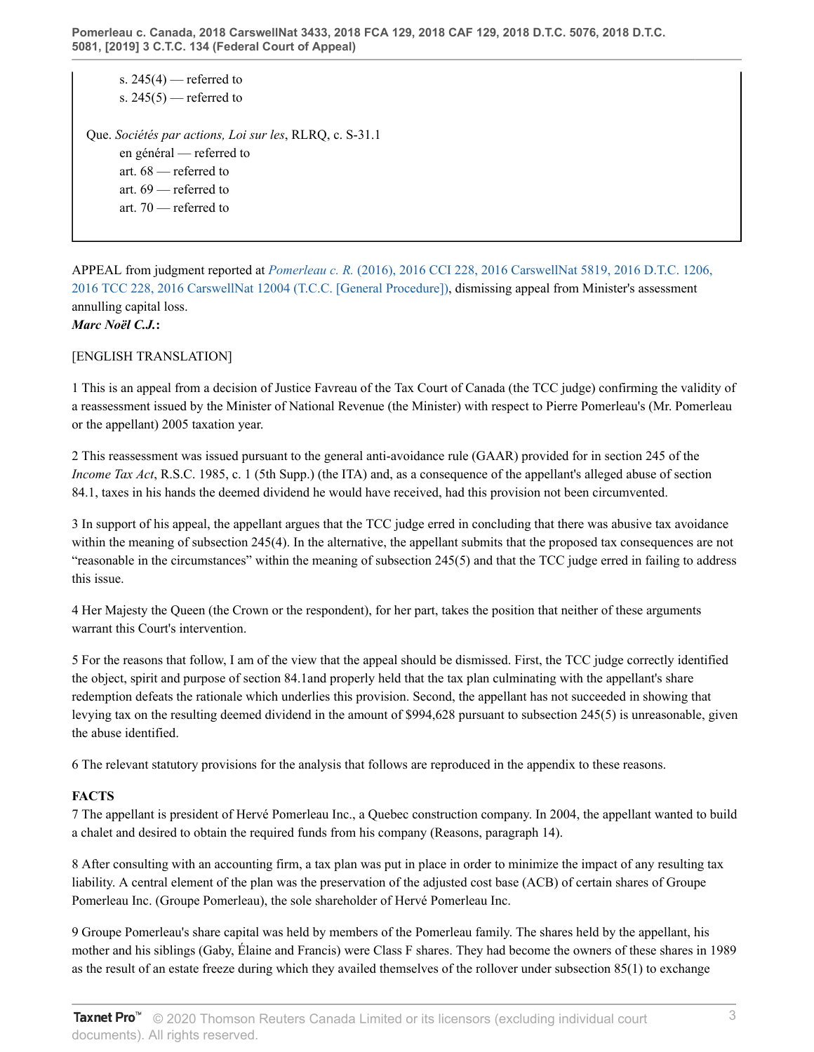s. 245(4) — referred to
s. 245(5) — referred to

Que. *Sociétés par actions, Loi sur les*, RLRQ, c. S-31.1
en général — referred to
art. 68 — referred to
art. 69 — referred to
art. 70 — referred to

APPEAL from judgment reported at *Pomerleau c. R.* (2016), 2016 CCI 228, 2016 CarswellNat 5819, 2016 D.T.C. 1206, 2016 TCC 228, 2016 CarswellNat 12004 (T.C.C. [General Procedure]), dismissing appeal from Minister's assessment annulling capital loss.

***Marc Noël C.J.*:**

[ENGLISH TRANSLATION]

1 This is an appeal from a decision of Justice Favreau of the Tax Court of Canada (the TCC judge) confirming the validity of a reassessment issued by the Minister of National Revenue (the Minister) with respect to Pierre Pomerleau's (Mr. Pomerleau or the appellant) 2005 taxation year.

2 This reassessment was issued pursuant to the general anti-avoidance rule (GAAR) provided for in section 245 of the *Income Tax Act*, R.S.C. 1985, c. 1 (5th Supp.) (the ITA) and, as a consequence of the appellant's alleged abuse of section 84.1, taxes in his hands the deemed dividend he would have received, had this provision not been circumvented.

3 In support of his appeal, the appellant argues that the TCC judge erred in concluding that there was abusive tax avoidance within the meaning of subsection 245(4). In the alternative, the appellant submits that the proposed tax consequences are not "reasonable in the circumstances" within the meaning of subsection 245(5) and that the TCC judge erred in failing to address this issue.

4 Her Majesty the Queen (the Crown or the respondent), for her part, takes the position that neither of these arguments warrant this Court's intervention.

5 For the reasons that follow, I am of the view that the appeal should be dismissed. First, the TCC judge correctly identified the object, spirit and purpose of section 84.1and properly held that the tax plan culminating with the appellant's share redemption defeats the rationale which underlies this provision. Second, the appellant has not succeeded in showing that levying tax on the resulting deemed dividend in the amount of $994,628 pursuant to subsection 245(5) is unreasonable, given the abuse identified.

6 The relevant statutory provisions for the analysis that follows are reproduced in the appendix to these reasons.

**FACTS**

7 The appellant is president of Hervé Pomerleau Inc., a Quebec construction company. In 2004, the appellant wanted to build a chalet and desired to obtain the required funds from his company (Reasons, paragraph 14).

8 After consulting with an accounting firm, a tax plan was put in place in order to minimize the impact of any resulting tax liability. A central element of the plan was the preservation of the adjusted cost base (ACB) of certain shares of Groupe Pomerleau Inc. (Groupe Pomerleau), the sole shareholder of Hervé Pomerleau Inc.

9 Groupe Pomerleau's share capital was held by members of the Pomerleau family. The shares held by the appellant, his mother and his siblings (Gaby, Élaine and Francis) were Class F shares. They had become the owners of these shares in 1989 as the result of an estate freeze during which they availed themselves of the rollover under subsection 85(1) to exchange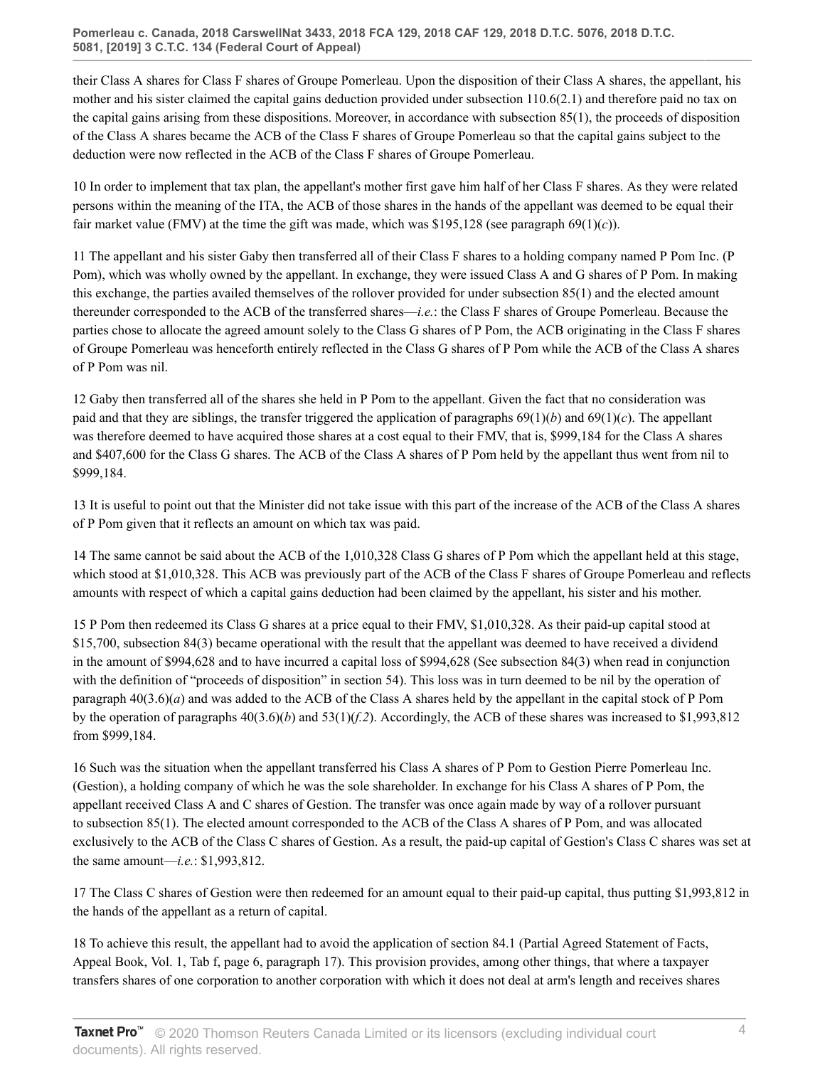their Class A shares for Class F shares of Groupe Pomerleau. Upon the disposition of their Class A shares, the appellant, his mother and his sister claimed the capital gains deduction provided under subsection 110.6(2.1) and therefore paid no tax on the capital gains arising from these dispositions. Moreover, in accordance with subsection 85(1), the proceeds of disposition of the Class A shares became the ACB of the Class F shares of Groupe Pomerleau so that the capital gains subject to the deduction were now reflected in the ACB of the Class F shares of Groupe Pomerleau.

10 In order to implement that tax plan, the appellant's mother first gave him half of her Class F shares. As they were related persons within the meaning of the ITA, the ACB of those shares in the hands of the appellant was deemed to be equal their fair market value (FMV) at the time the gift was made, which was $195,128 (see paragraph 69(1)(*c*)).

11 The appellant and his sister Gaby then transferred all of their Class F shares to a holding company named P Pom Inc. (P Pom), which was wholly owned by the appellant. In exchange, they were issued Class A and G shares of P Pom. In making this exchange, the parties availed themselves of the rollover provided for under subsection 85(1) and the elected amount thereunder corresponded to the ACB of the transferred shares—*i.e.*: the Class F shares of Groupe Pomerleau. Because the parties chose to allocate the agreed amount solely to the Class G shares of P Pom, the ACB originating in the Class F shares of Groupe Pomerleau was henceforth entirely reflected in the Class G shares of P Pom while the ACB of the Class A shares of P Pom was nil.

12 Gaby then transferred all of the shares she held in P Pom to the appellant. Given the fact that no consideration was paid and that they are siblings, the transfer triggered the application of paragraphs 69(1)(*b*) and 69(1)(*c*). The appellant was therefore deemed to have acquired those shares at a cost equal to their FMV, that is, $999,184 for the Class A shares and $407,600 for the Class G shares. The ACB of the Class A shares of P Pom held by the appellant thus went from nil to $999,184.

13 It is useful to point out that the Minister did not take issue with this part of the increase of the ACB of the Class A shares of P Pom given that it reflects an amount on which tax was paid.

14 The same cannot be said about the ACB of the 1,010,328 Class G shares of P Pom which the appellant held at this stage, which stood at $1,010,328. This ACB was previously part of the ACB of the Class F shares of Groupe Pomerleau and reflects amounts with respect of which a capital gains deduction had been claimed by the appellant, his sister and his mother.

15 P Pom then redeemed its Class G shares at a price equal to their FMV, $1,010,328. As their paid-up capital stood at $15,700, subsection 84(3) became operational with the result that the appellant was deemed to have received a dividend in the amount of $994,628 and to have incurred a capital loss of $994,628 (See subsection 84(3) when read in conjunction with the definition of "proceeds of disposition" in section 54). This loss was in turn deemed to be nil by the operation of paragraph 40(3.6)(*a*) and was added to the ACB of the Class A shares held by the appellant in the capital stock of P Pom by the operation of paragraphs 40(3.6)(*b*) and 53(1)(*f.2*). Accordingly, the ACB of these shares was increased to $1,993,812 from $999,184.

16 Such was the situation when the appellant transferred his Class A shares of P Pom to Gestion Pierre Pomerleau Inc. (Gestion), a holding company of which he was the sole shareholder. In exchange for his Class A shares of P Pom, the appellant received Class A and C shares of Gestion. The transfer was once again made by way of a rollover pursuant to subsection 85(1). The elected amount corresponded to the ACB of the Class A shares of P Pom, and was allocated exclusively to the ACB of the Class C shares of Gestion. As a result, the paid-up capital of Gestion's Class C shares was set at the same amount—*i.e.*: $1,993,812.

17 The Class C shares of Gestion were then redeemed for an amount equal to their paid-up capital, thus putting $1,993,812 in the hands of the appellant as a return of capital.

18 To achieve this result, the appellant had to avoid the application of section 84.1 (Partial Agreed Statement of Facts, Appeal Book, Vol. 1, Tab f, page 6, paragraph 17). This provision provides, among other things, that where a taxpayer transfers shares of one corporation to another corporation with which it does not deal at arm's length and receives shares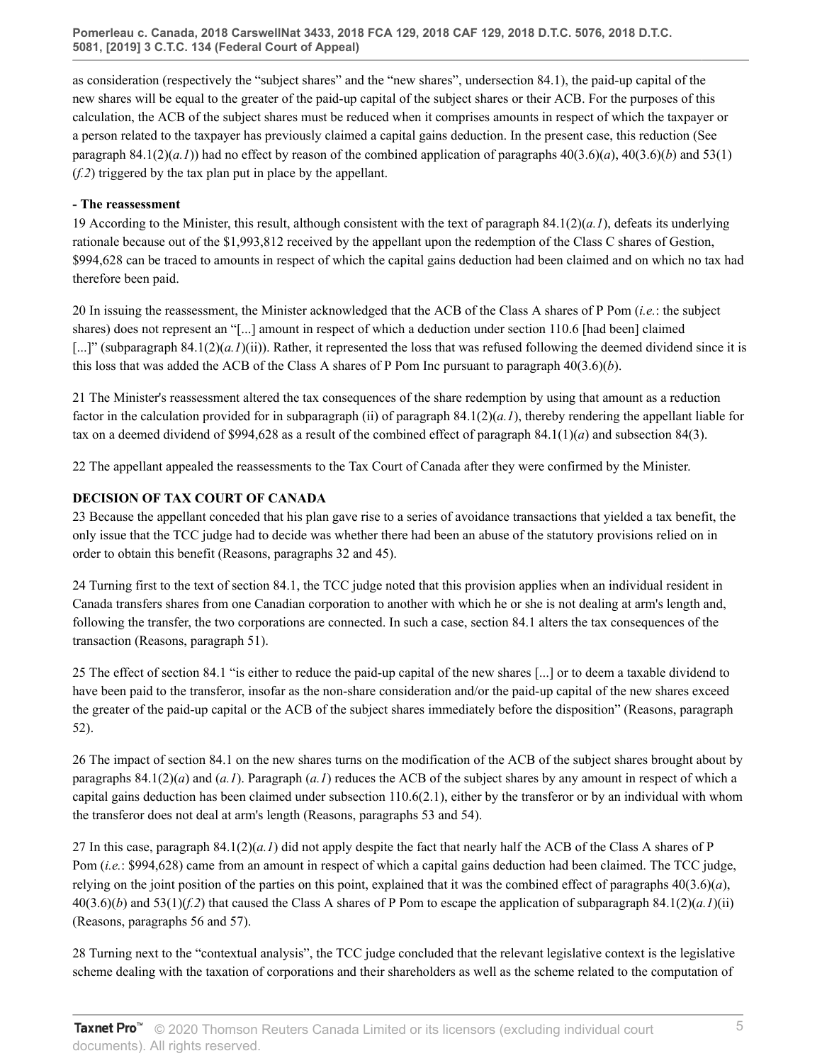as consideration (respectively the "subject shares" and the "new shares", undersection 84.1), the paid-up capital of the new shares will be equal to the greater of the paid-up capital of the subject shares or their ACB. For the purposes of this calculation, the ACB of the subject shares must be reduced when it comprises amounts in respect of which the taxpayer or a person related to the taxpayer has previously claimed a capital gains deduction. In the present case, this reduction (See paragraph 84.1(2)(*a.1*)) had no effect by reason of the combined application of paragraphs 40(3.6)(*a*), 40(3.6)(*b*) and 53(1)(*f.2*) triggered by the tax plan put in place by the appellant.

**- The reassessment**

19 According to the Minister, this result, although consistent with the text of paragraph 84.1(2)(*a.1*), defeats its underlying rationale because out of the $1,993,812 received by the appellant upon the redemption of the Class C shares of Gestion, $994,628 can be traced to amounts in respect of which the capital gains deduction had been claimed and on which no tax had therefore been paid.

20 In issuing the reassessment, the Minister acknowledged that the ACB of the Class A shares of P Pom (*i.e.*: the subject shares) does not represent an "[...] amount in respect of which a deduction under section 110.6 [had been] claimed [...]" (subparagraph 84.1(2)(*a.1*)(ii)). Rather, it represented the loss that was refused following the deemed dividend since it is this loss that was added the ACB of the Class A shares of P Pom Inc pursuant to paragraph 40(3.6)(*b*).

21 The Minister's reassessment altered the tax consequences of the share redemption by using that amount as a reduction factor in the calculation provided for in subparagraph (ii) of paragraph 84.1(2)(*a.1*), thereby rendering the appellant liable for tax on a deemed dividend of $994,628 as a result of the combined effect of paragraph 84.1(1)(*a*) and subsection 84(3).

22 The appellant appealed the reassessments to the Tax Court of Canada after they were confirmed by the Minister.

**DECISION OF TAX COURT OF CANADA**

23 Because the appellant conceded that his plan gave rise to a series of avoidance transactions that yielded a tax benefit, the only issue that the TCC judge had to decide was whether there had been an abuse of the statutory provisions relied on in order to obtain this benefit (Reasons, paragraphs 32 and 45).

24 Turning first to the text of section 84.1, the TCC judge noted that this provision applies when an individual resident in Canada transfers shares from one Canadian corporation to another with which he or she is not dealing at arm's length and, following the transfer, the two corporations are connected. In such a case, section 84.1 alters the tax consequences of the transaction (Reasons, paragraph 51).

25 The effect of section 84.1 "is either to reduce the paid-up capital of the new shares [...] or to deem a taxable dividend to have been paid to the transferor, insofar as the non-share consideration and/or the paid-up capital of the new shares exceed the greater of the paid-up capital or the ACB of the subject shares immediately before the disposition" (Reasons, paragraph 52).

26 The impact of section 84.1 on the new shares turns on the modification of the ACB of the subject shares brought about by paragraphs 84.1(2)(*a*) and (*a.1*). Paragraph (*a.1*) reduces the ACB of the subject shares by any amount in respect of which a capital gains deduction has been claimed under subsection 110.6(2.1), either by the transferor or by an individual with whom the transferor does not deal at arm's length (Reasons, paragraphs 53 and 54).

27 In this case, paragraph 84.1(2)(*a.1*) did not apply despite the fact that nearly half the ACB of the Class A shares of P Pom (*i.e.*: $994,628) came from an amount in respect of which a capital gains deduction had been claimed. The TCC judge, relying on the joint position of the parties on this point, explained that it was the combined effect of paragraphs 40(3.6)(*a*), 40(3.6)(*b*) and 53(1)(*f.2*) that caused the Class A shares of P Pom to escape the application of subparagraph 84.1(2)(*a.1*)(ii) (Reasons, paragraphs 56 and 57).

28 Turning next to the "contextual analysis", the TCC judge concluded that the relevant legislative context is the legislative scheme dealing with the taxation of corporations and their shareholders as well as the scheme related to the computation of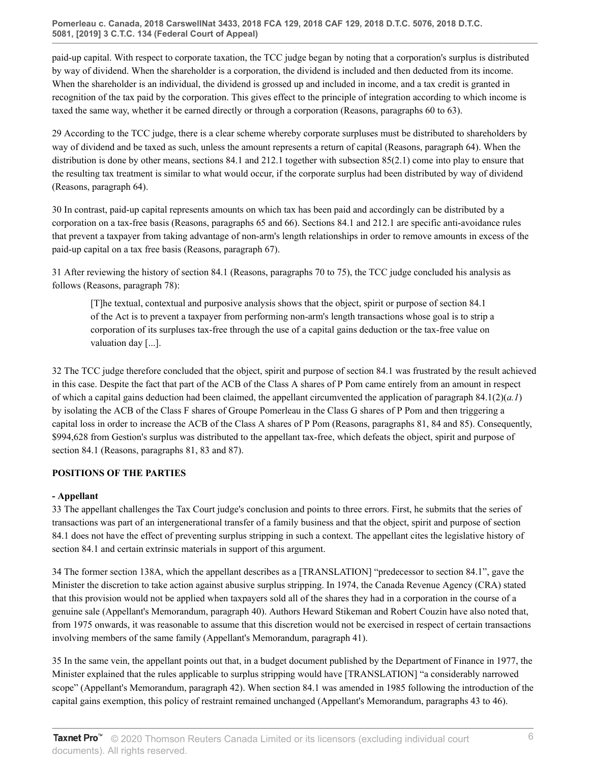paid-up capital. With respect to corporate taxation, the TCC judge began by noting that a corporation's surplus is distributed by way of dividend. When the shareholder is a corporation, the dividend is included and then deducted from its income. When the shareholder is an individual, the dividend is grossed up and included in income, and a tax credit is granted in recognition of the tax paid by the corporation. This gives effect to the principle of integration according to which income is taxed the same way, whether it be earned directly or through a corporation (Reasons, paragraphs 60 to 63).

29 According to the TCC judge, there is a clear scheme whereby corporate surpluses must be distributed to shareholders by way of dividend and be taxed as such, unless the amount represents a return of capital (Reasons, paragraph 64). When the distribution is done by other means, sections 84.1 and 212.1 together with subsection 85(2.1) come into play to ensure that the resulting tax treatment is similar to what would occur, if the corporate surplus had been distributed by way of dividend (Reasons, paragraph 64).

30 In contrast, paid-up capital represents amounts on which tax has been paid and accordingly can be distributed by a corporation on a tax-free basis (Reasons, paragraphs 65 and 66). Sections 84.1 and 212.1 are specific anti-avoidance rules that prevent a taxpayer from taking advantage of non-arm's length relationships in order to remove amounts in excess of the paid-up capital on a tax free basis (Reasons, paragraph 67).

31 After reviewing the history of section 84.1 (Reasons, paragraphs 70 to 75), the TCC judge concluded his analysis as follows (Reasons, paragraph 78):

> [T]he textual, contextual and purposive analysis shows that the object, spirit or purpose of section 84.1 of the Act is to prevent a taxpayer from performing non-arm's length transactions whose goal is to strip a corporation of its surpluses tax-free through the use of a capital gains deduction or the tax-free value on valuation day [...].

32 The TCC judge therefore concluded that the object, spirit and purpose of section 84.1 was frustrated by the result achieved in this case. Despite the fact that part of the ACB of the Class A shares of P Pom came entirely from an amount in respect of which a capital gains deduction had been claimed, the appellant circumvented the application of paragraph 84.1(2)(*a.1*) by isolating the ACB of the Class F shares of Groupe Pomerleau in the Class G shares of P Pom and then triggering a capital loss in order to increase the ACB of the Class A shares of P Pom (Reasons, paragraphs 81, 84 and 85). Consequently, $994,628 from Gestion's surplus was distributed to the appellant tax-free, which defeats the object, spirit and purpose of section 84.1 (Reasons, paragraphs 81, 83 and 87).

## POSITIONS OF THE PARTIES

### - Appellant

33 The appellant challenges the Tax Court judge's conclusion and points to three errors. First, he submits that the series of transactions was part of an intergenerational transfer of a family business and that the object, spirit and purpose of section 84.1 does not have the effect of preventing surplus stripping in such a context. The appellant cites the legislative history of section 84.1 and certain extrinsic materials in support of this argument.

34 The former section 138A, which the appellant describes as a [TRANSLATION] "predecessor to section 84.1", gave the Minister the discretion to take action against abusive surplus stripping. In 1974, the Canada Revenue Agency (CRA) stated that this provision would not be applied when taxpayers sold all of the shares they had in a corporation in the course of a genuine sale (Appellant's Memorandum, paragraph 40). Authors Heward Stikeman and Robert Couzin have also noted that, from 1975 onwards, it was reasonable to assume that this discretion would not be exercised in respect of certain transactions involving members of the same family (Appellant's Memorandum, paragraph 41).

35 In the same vein, the appellant points out that, in a budget document published by the Department of Finance in 1977, the Minister explained that the rules applicable to surplus stripping would have [TRANSLATION] "a considerably narrowed scope" (Appellant's Memorandum, paragraph 42). When section 84.1 was amended in 1985 following the introduction of the capital gains exemption, this policy of restraint remained unchanged (Appellant's Memorandum, paragraphs 43 to 46).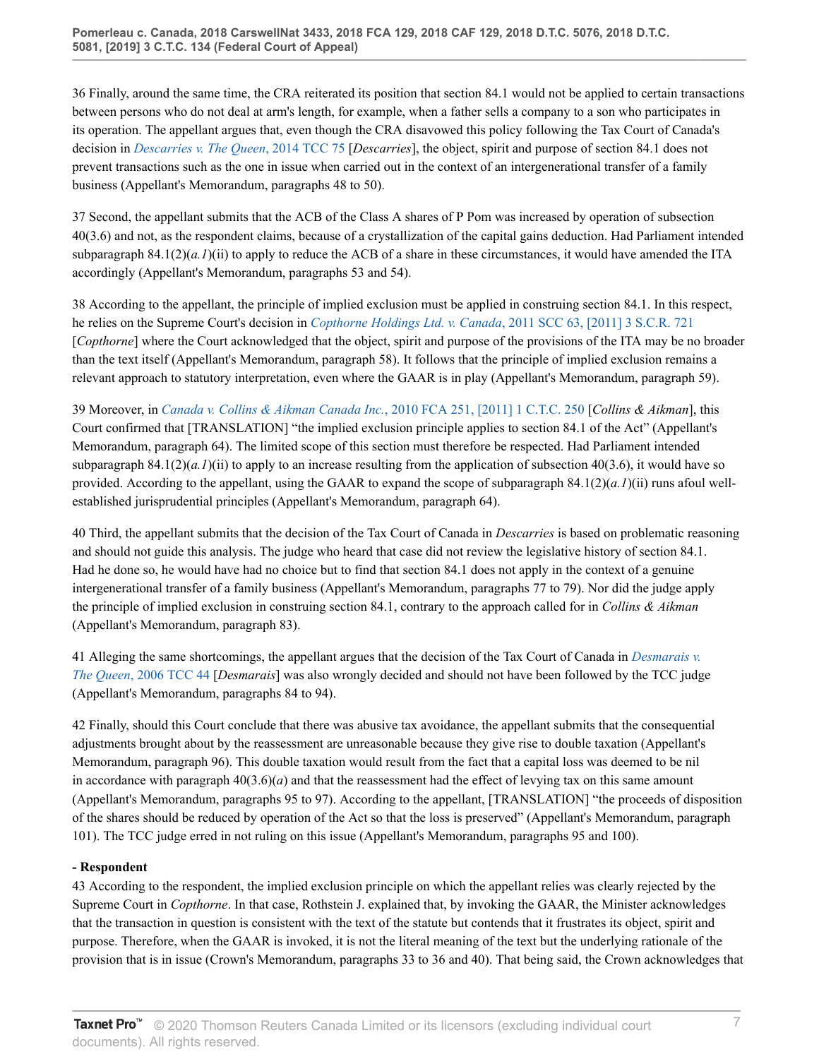36 Finally, around the same time, the CRA reiterated its position that section 84.1 would not be applied to certain transactions between persons who do not deal at arm's length, for example, when a father sells a company to a son who participates in its operation. The appellant argues that, even though the CRA disavowed this policy following the Tax Court of Canada's decision in *Descarries v. The Queen*, 2014 TCC 75 [*Descarries*], the object, spirit and purpose of section 84.1 does not prevent transactions such as the one in issue when carried out in the context of an intergenerational transfer of a family business (Appellant's Memorandum, paragraphs 48 to 50).

37 Second, the appellant submits that the ACB of the Class A shares of P Pom was increased by operation of subsection 40(3.6) and not, as the respondent claims, because of a crystallization of the capital gains deduction. Had Parliament intended subparagraph 84.1(2)(*a.1*)(ii) to apply to reduce the ACB of a share in these circumstances, it would have amended the ITA accordingly (Appellant's Memorandum, paragraphs 53 and 54).

38 According to the appellant, the principle of implied exclusion must be applied in construing section 84.1. In this respect, he relies on the Supreme Court's decision in *Copthorne Holdings Ltd. v. Canada*, 2011 SCC 63, [2011] 3 S.C.R. 721 [*Copthorne*] where the Court acknowledged that the object, spirit and purpose of the provisions of the ITA may be no broader than the text itself (Appellant's Memorandum, paragraph 58). It follows that the principle of implied exclusion remains a relevant approach to statutory interpretation, even where the GAAR is in play (Appellant's Memorandum, paragraph 59).

39 Moreover, in *Canada v. Collins & Aikman Canada Inc.*, 2010 FCA 251, [2011] 1 C.T.C. 250 [*Collins & Aikman*], this Court confirmed that [TRANSLATION] "the implied exclusion principle applies to section 84.1 of the Act" (Appellant's Memorandum, paragraph 64). The limited scope of this section must therefore be respected. Had Parliament intended subparagraph 84.1(2)(*a.1*)(ii) to apply to an increase resulting from the application of subsection 40(3.6), it would have so provided. According to the appellant, using the GAAR to expand the scope of subparagraph 84.1(2)(*a.1*)(ii) runs afoul well-established jurisprudential principles (Appellant's Memorandum, paragraph 64).

40 Third, the appellant submits that the decision of the Tax Court of Canada in *Descarries* is based on problematic reasoning and should not guide this analysis. The judge who heard that case did not review the legislative history of section 84.1. Had he done so, he would have had no choice but to find that section 84.1 does not apply in the context of a genuine intergenerational transfer of a family business (Appellant's Memorandum, paragraphs 77 to 79). Nor did the judge apply the principle of implied exclusion in construing section 84.1, contrary to the approach called for in *Collins & Aikman* (Appellant's Memorandum, paragraph 83).

41 Alleging the same shortcomings, the appellant argues that the decision of the Tax Court of Canada in *Desmarais v. The Queen*, 2006 TCC 44 [*Desmarais*] was also wrongly decided and should not have been followed by the TCC judge (Appellant's Memorandum, paragraphs 84 to 94).

42 Finally, should this Court conclude that there was abusive tax avoidance, the appellant submits that the consequential adjustments brought about by the reassessment are unreasonable because they give rise to double taxation (Appellant's Memorandum, paragraph 96). This double taxation would result from the fact that a capital loss was deemed to be nil in accordance with paragraph 40(3.6)(*a*) and that the reassessment had the effect of levying tax on this same amount (Appellant's Memorandum, paragraphs 95 to 97). According to the appellant, [TRANSLATION] "the proceeds of disposition of the shares should be reduced by operation of the Act so that the loss is preserved" (Appellant's Memorandum, paragraph 101). The TCC judge erred in not ruling on this issue (Appellant's Memorandum, paragraphs 95 and 100).

**- Respondent**

43 According to the respondent, the implied exclusion principle on which the appellant relies was clearly rejected by the Supreme Court in *Copthorne*. In that case, Rothstein J. explained that, by invoking the GAAR, the Minister acknowledges that the transaction in question is consistent with the text of the statute but contends that it frustrates its object, spirit and purpose. Therefore, when the GAAR is invoked, it is not the literal meaning of the text but the underlying rationale of the provision that is in issue (Crown's Memorandum, paragraphs 33 to 36 and 40). That being said, the Crown acknowledges that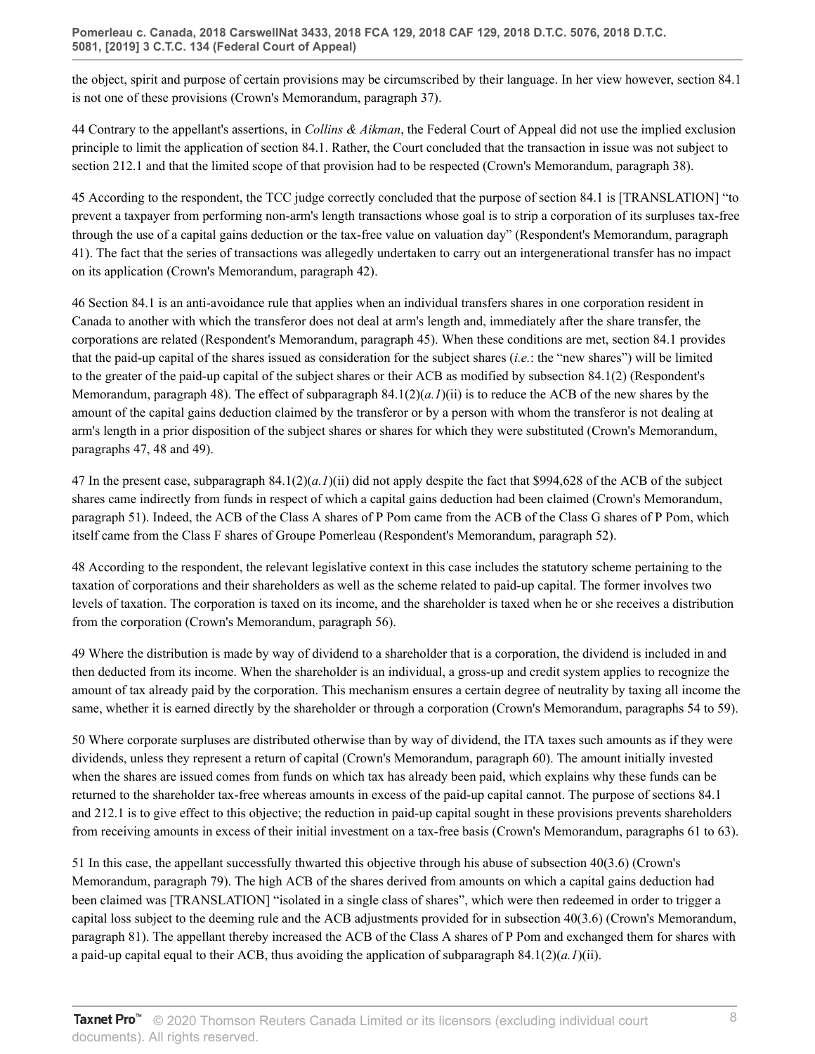the object, spirit and purpose of certain provisions may be circumscribed by their language. In her view however, section 84.1 is not one of these provisions (Crown's Memorandum, paragraph 37).

44 Contrary to the appellant's assertions, in *Collins & Aikman*, the Federal Court of Appeal did not use the implied exclusion principle to limit the application of section 84.1. Rather, the Court concluded that the transaction in issue was not subject to section 212.1 and that the limited scope of that provision had to be respected (Crown's Memorandum, paragraph 38).

45 According to the respondent, the TCC judge correctly concluded that the purpose of section 84.1 is [TRANSLATION] "to prevent a taxpayer from performing non-arm's length transactions whose goal is to strip a corporation of its surpluses tax-free through the use of a capital gains deduction or the tax-free value on valuation day" (Respondent's Memorandum, paragraph 41). The fact that the series of transactions was allegedly undertaken to carry out an intergenerational transfer has no impact on its application (Crown's Memorandum, paragraph 42).

46 Section 84.1 is an anti-avoidance rule that applies when an individual transfers shares in one corporation resident in Canada to another with which the transferor does not deal at arm's length and, immediately after the share transfer, the corporations are related (Respondent's Memorandum, paragraph 45). When these conditions are met, section 84.1 provides that the paid-up capital of the shares issued as consideration for the subject shares (*i.e.*: the "new shares") will be limited to the greater of the paid-up capital of the subject shares or their ACB as modified by subsection 84.1(2) (Respondent's Memorandum, paragraph 48). The effect of subparagraph 84.1(2)(*a.1*)(ii) is to reduce the ACB of the new shares by the amount of the capital gains deduction claimed by the transferor or by a person with whom the transferor is not dealing at arm's length in a prior disposition of the subject shares or shares for which they were substituted (Crown's Memorandum, paragraphs 47, 48 and 49).

47 In the present case, subparagraph 84.1(2)(*a.1*)(ii) did not apply despite the fact that $994,628 of the ACB of the subject shares came indirectly from funds in respect of which a capital gains deduction had been claimed (Crown's Memorandum, paragraph 51). Indeed, the ACB of the Class A shares of P Pom came from the ACB of the Class G shares of P Pom, which itself came from the Class F shares of Groupe Pomerleau (Respondent's Memorandum, paragraph 52).

48 According to the respondent, the relevant legislative context in this case includes the statutory scheme pertaining to the taxation of corporations and their shareholders as well as the scheme related to paid-up capital. The former involves two levels of taxation. The corporation is taxed on its income, and the shareholder is taxed when he or she receives a distribution from the corporation (Crown's Memorandum, paragraph 56).

49 Where the distribution is made by way of dividend to a shareholder that is a corporation, the dividend is included in and then deducted from its income. When the shareholder is an individual, a gross-up and credit system applies to recognize the amount of tax already paid by the corporation. This mechanism ensures a certain degree of neutrality by taxing all income the same, whether it is earned directly by the shareholder or through a corporation (Crown's Memorandum, paragraphs 54 to 59).

50 Where corporate surpluses are distributed otherwise than by way of dividend, the ITA taxes such amounts as if they were dividends, unless they represent a return of capital (Crown's Memorandum, paragraph 60). The amount initially invested when the shares are issued comes from funds on which tax has already been paid, which explains why these funds can be returned to the shareholder tax-free whereas amounts in excess of the paid-up capital cannot. The purpose of sections 84.1 and 212.1 is to give effect to this objective; the reduction in paid-up capital sought in these provisions prevents shareholders from receiving amounts in excess of their initial investment on a tax-free basis (Crown's Memorandum, paragraphs 61 to 63).

51 In this case, the appellant successfully thwarted this objective through his abuse of subsection 40(3.6) (Crown's Memorandum, paragraph 79). The high ACB of the shares derived from amounts on which a capital gains deduction had been claimed was [TRANSLATION] "isolated in a single class of shares", which were then redeemed in order to trigger a capital loss subject to the deeming rule and the ACB adjustments provided for in subsection 40(3.6) (Crown's Memorandum, paragraph 81). The appellant thereby increased the ACB of the Class A shares of P Pom and exchanged them for shares with a paid-up capital equal to their ACB, thus avoiding the application of subparagraph 84.1(2)(*a.1*)(ii).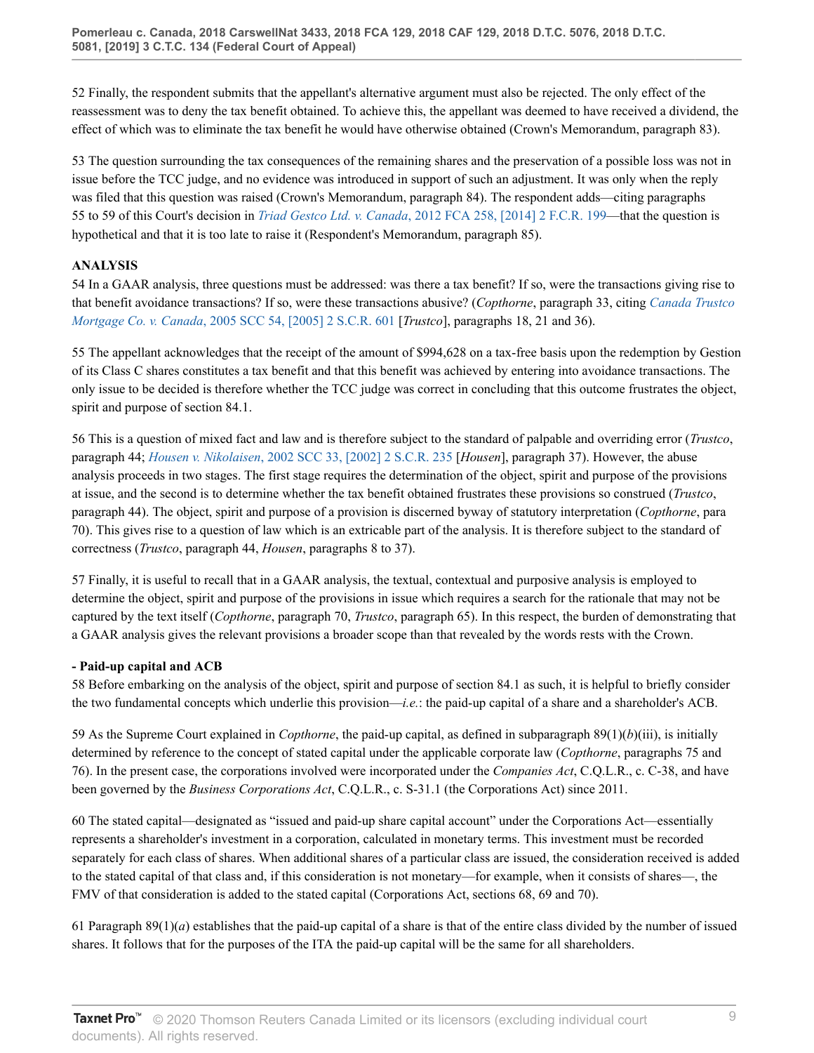52 Finally, the respondent submits that the appellant's alternative argument must also be rejected. The only effect of the reassessment was to deny the tax benefit obtained. To achieve this, the appellant was deemed to have received a dividend, the effect of which was to eliminate the tax benefit he would have otherwise obtained (Crown's Memorandum, paragraph 83).

53 The question surrounding the tax consequences of the remaining shares and the preservation of a possible loss was not in issue before the TCC judge, and no evidence was introduced in support of such an adjustment. It was only when the reply was filed that this question was raised (Crown's Memorandum, paragraph 84). The respondent adds—citing paragraphs 55 to 59 of this Court's decision in *Triad Gestco Ltd. v. Canada*, 2012 FCA 258, [2014] 2 F.C.R. 199—that the question is hypothetical and that it is too late to raise it (Respondent's Memorandum, paragraph 85).

**ANALYSIS**

54 In a GAAR analysis, three questions must be addressed: was there a tax benefit? If so, were the transactions giving rise to that benefit avoidance transactions? If so, were these transactions abusive? (*Copthorne*, paragraph 33, citing *Canada Trustco Mortgage Co. v. Canada*, 2005 SCC 54, [2005] 2 S.C.R. 601 [*Trustco*], paragraphs 18, 21 and 36).

55 The appellant acknowledges that the receipt of the amount of $994,628 on a tax-free basis upon the redemption by Gestion of its Class C shares constitutes a tax benefit and that this benefit was achieved by entering into avoidance transactions. The only issue to be decided is therefore whether the TCC judge was correct in concluding that this outcome frustrates the object, spirit and purpose of section 84.1.

56 This is a question of mixed fact and law and is therefore subject to the standard of palpable and overriding error (*Trustco*, paragraph 44; *Housen v. Nikolaisen*, 2002 SCC 33, [2002] 2 S.C.R. 235 [*Housen*], paragraph 37). However, the abuse analysis proceeds in two stages. The first stage requires the determination of the object, spirit and purpose of the provisions at issue, and the second is to determine whether the tax benefit obtained frustrates these provisions so construed (*Trustco*, paragraph 44). The object, spirit and purpose of a provision is discerned byway of statutory interpretation (*Copthorne*, para 70). This gives rise to a question of law which is an extricable part of the analysis. It is therefore subject to the standard of correctness (*Trustco*, paragraph 44, *Housen*, paragraphs 8 to 37).

57 Finally, it is useful to recall that in a GAAR analysis, the textual, contextual and purposive analysis is employed to determine the object, spirit and purpose of the provisions in issue which requires a search for the rationale that may not be captured by the text itself (*Copthorne*, paragraph 70, *Trustco*, paragraph 65). In this respect, the burden of demonstrating that a GAAR analysis gives the relevant provisions a broader scope than that revealed by the words rests with the Crown.

**- Paid-up capital and ACB**

58 Before embarking on the analysis of the object, spirit and purpose of section 84.1 as such, it is helpful to briefly consider the two fundamental concepts which underlie this provision—*i.e.*: the paid-up capital of a share and a shareholder's ACB.

59 As the Supreme Court explained in *Copthorne*, the paid-up capital, as defined in subparagraph 89(1)(*b*)(iii), is initially determined by reference to the concept of stated capital under the applicable corporate law (*Copthorne*, paragraphs 75 and 76). In the present case, the corporations involved were incorporated under the *Companies Act*, C.Q.L.R., c. C-38, and have been governed by the *Business Corporations Act*, C.Q.L.R., c. S-31.1 (the Corporations Act) since 2011.

60 The stated capital—designated as "issued and paid-up share capital account" under the Corporations Act—essentially represents a shareholder's investment in a corporation, calculated in monetary terms. This investment must be recorded separately for each class of shares. When additional shares of a particular class are issued, the consideration received is added to the stated capital of that class and, if this consideration is not monetary—for example, when it consists of shares—, the FMV of that consideration is added to the stated capital (Corporations Act, sections 68, 69 and 70).

61 Paragraph 89(1)(*a*) establishes that the paid-up capital of a share is that of the entire class divided by the number of issued shares. It follows that for the purposes of the ITA the paid-up capital will be the same for all shareholders.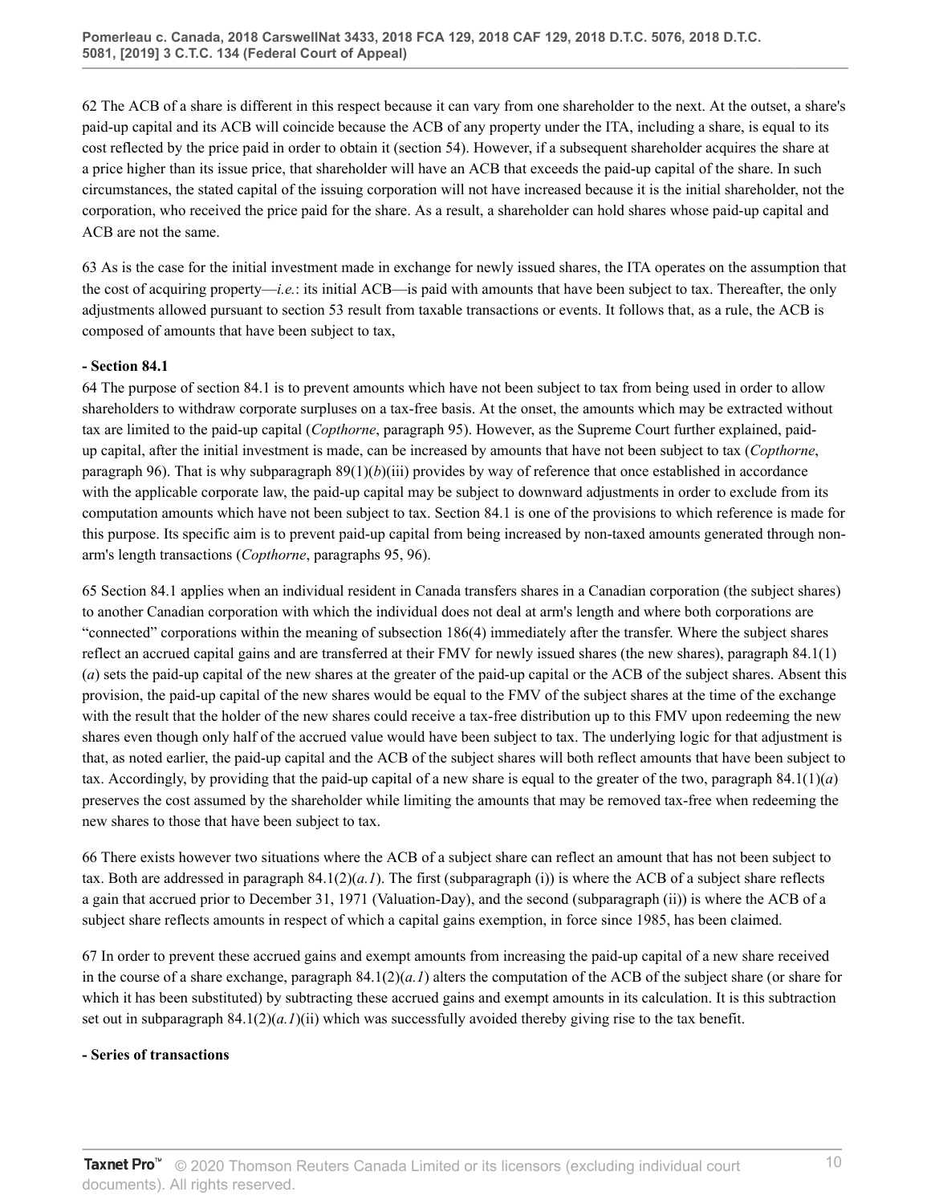62 The ACB of a share is different in this respect because it can vary from one shareholder to the next. At the outset, a share's paid-up capital and its ACB will coincide because the ACB of any property under the ITA, including a share, is equal to its cost reflected by the price paid in order to obtain it (section 54). However, if a subsequent shareholder acquires the share at a price higher than its issue price, that shareholder will have an ACB that exceeds the paid-up capital of the share. In such circumstances, the stated capital of the issuing corporation will not have increased because it is the initial shareholder, not the corporation, who received the price paid for the share. As a result, a shareholder can hold shares whose paid-up capital and ACB are not the same.

63 As is the case for the initial investment made in exchange for newly issued shares, the ITA operates on the assumption that the cost of acquiring property—*i.e.*: its initial ACB—is paid with amounts that have been subject to tax. Thereafter, the only adjustments allowed pursuant to section 53 result from taxable transactions or events. It follows that, as a rule, the ACB is composed of amounts that have been subject to tax,

**- Section 84.1**

64 The purpose of section 84.1 is to prevent amounts which have not been subject to tax from being used in order to allow shareholders to withdraw corporate surpluses on a tax-free basis. At the onset, the amounts which may be extracted without tax are limited to the paid-up capital (*Copthorne*, paragraph 95). However, as the Supreme Court further explained, paid-up capital, after the initial investment is made, can be increased by amounts that have not been subject to tax (*Copthorne*, paragraph 96). That is why subparagraph 89(1)(*b*)(iii) provides by way of reference that once established in accordance with the applicable corporate law, the paid-up capital may be subject to downward adjustments in order to exclude from its computation amounts which have not been subject to tax. Section 84.1 is one of the provisions to which reference is made for this purpose. Its specific aim is to prevent paid-up capital from being increased by non-taxed amounts generated through non-arm's length transactions (*Copthorne*, paragraphs 95, 96).

65 Section 84.1 applies when an individual resident in Canada transfers shares in a Canadian corporation (the subject shares) to another Canadian corporation with which the individual does not deal at arm's length and where both corporations are "connected" corporations within the meaning of subsection 186(4) immediately after the transfer. Where the subject shares reflect an accrued capital gains and are transferred at their FMV for newly issued shares (the new shares), paragraph 84.1(1)(*a*) sets the paid-up capital of the new shares at the greater of the paid-up capital or the ACB of the subject shares. Absent this provision, the paid-up capital of the new shares would be equal to the FMV of the subject shares at the time of the exchange with the result that the holder of the new shares could receive a tax-free distribution up to this FMV upon redeeming the new shares even though only half of the accrued value would have been subject to tax. The underlying logic for that adjustment is that, as noted earlier, the paid-up capital and the ACB of the subject shares will both reflect amounts that have been subject to tax. Accordingly, by providing that the paid-up capital of a new share is equal to the greater of the two, paragraph 84.1(1)(*a*) preserves the cost assumed by the shareholder while limiting the amounts that may be removed tax-free when redeeming the new shares to those that have been subject to tax.

66 There exists however two situations where the ACB of a subject share can reflect an amount that has not been subject to tax. Both are addressed in paragraph 84.1(2)(*a.1*). The first (subparagraph (i)) is where the ACB of a subject share reflects a gain that accrued prior to December 31, 1971 (Valuation-Day), and the second (subparagraph (ii)) is where the ACB of a subject share reflects amounts in respect of which a capital gains exemption, in force since 1985, has been claimed.

67 In order to prevent these accrued gains and exempt amounts from increasing the paid-up capital of a new share received in the course of a share exchange, paragraph 84.1(2)(*a.1*) alters the computation of the ACB of the subject share (or share for which it has been substituted) by subtracting these accrued gains and exempt amounts in its calculation. It is this subtraction set out in subparagraph 84.1(2)(*a.1*)(ii) which was successfully avoided thereby giving rise to the tax benefit.

**- Series of transactions**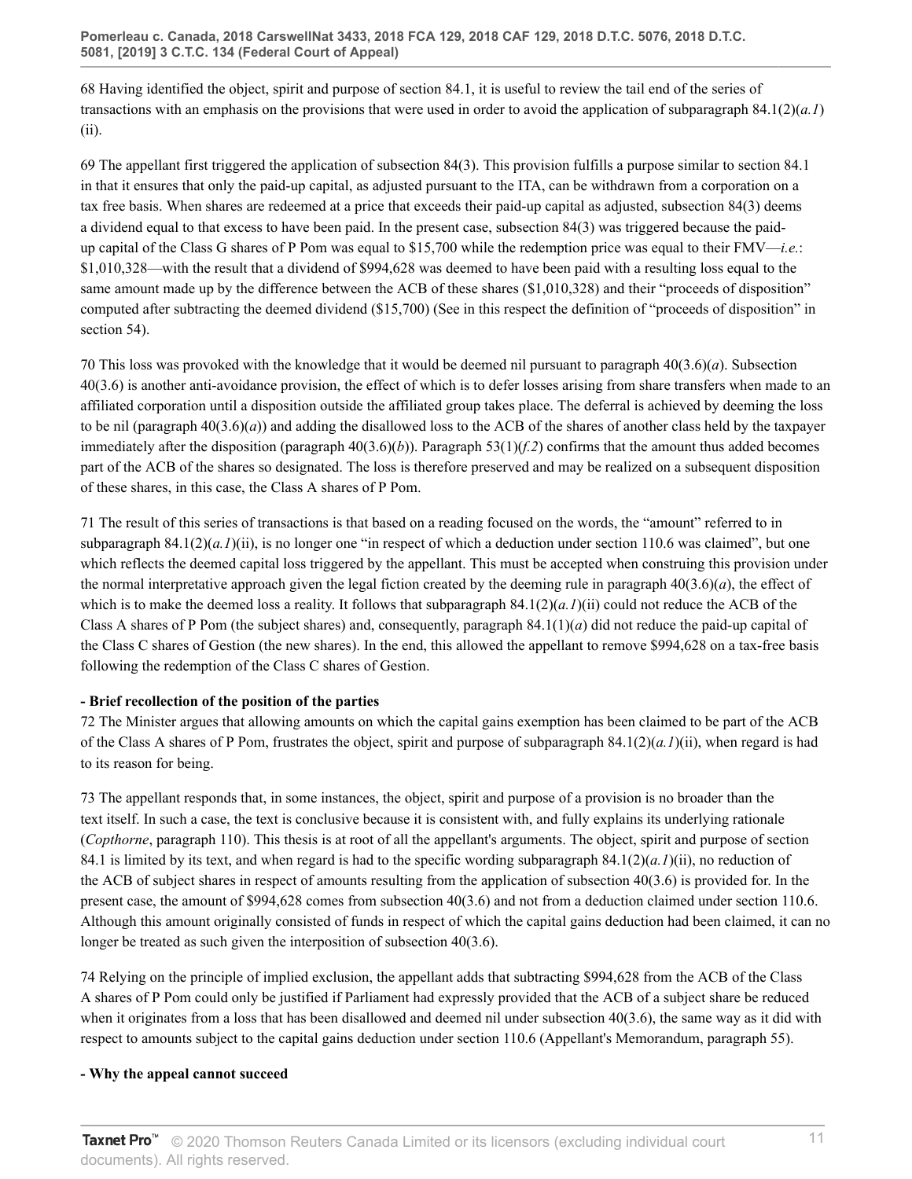68 Having identified the object, spirit and purpose of section 84.1, it is useful to review the tail end of the series of transactions with an emphasis on the provisions that were used in order to avoid the application of subparagraph 84.1(2)(*a.1*)(ii).

69 The appellant first triggered the application of subsection 84(3). This provision fulfills a purpose similar to section 84.1 in that it ensures that only the paid-up capital, as adjusted pursuant to the ITA, can be withdrawn from a corporation on a tax free basis. When shares are redeemed at a price that exceeds their paid-up capital as adjusted, subsection 84(3) deems a dividend equal to that excess to have been paid. In the present case, subsection 84(3) was triggered because the paid-up capital of the Class G shares of P Pom was equal to $15,700 while the redemption price was equal to their FMV—*i.e.*: $1,010,328—with the result that a dividend of $994,628 was deemed to have been paid with a resulting loss equal to the same amount made up by the difference between the ACB of these shares ($1,010,328) and their "proceeds of disposition" computed after subtracting the deemed dividend ($15,700) (See in this respect the definition of "proceeds of disposition" in section 54).

70 This loss was provoked with the knowledge that it would be deemed nil pursuant to paragraph 40(3.6)(*a*). Subsection 40(3.6) is another anti-avoidance provision, the effect of which is to defer losses arising from share transfers when made to an affiliated corporation until a disposition outside the affiliated group takes place. The deferral is achieved by deeming the loss to be nil (paragraph 40(3.6)(*a*)) and adding the disallowed loss to the ACB of the shares of another class held by the taxpayer immediately after the disposition (paragraph 40(3.6)(*b*)). Paragraph 53(1)(*f.2*) confirms that the amount thus added becomes part of the ACB of the shares so designated. The loss is therefore preserved and may be realized on a subsequent disposition of these shares, in this case, the Class A shares of P Pom.

71 The result of this series of transactions is that based on a reading focused on the words, the "amount" referred to in subparagraph 84.1(2)(*a.1*)(ii), is no longer one "in respect of which a deduction under section 110.6 was claimed", but one which reflects the deemed capital loss triggered by the appellant. This must be accepted when construing this provision under the normal interpretative approach given the legal fiction created by the deeming rule in paragraph 40(3.6)(*a*), the effect of which is to make the deemed loss a reality. It follows that subparagraph 84.1(2)(*a.1*)(ii) could not reduce the ACB of the Class A shares of P Pom (the subject shares) and, consequently, paragraph 84.1(1)(*a*) did not reduce the paid-up capital of the Class C shares of Gestion (the new shares). In the end, this allowed the appellant to remove $994,628 on a tax-free basis following the redemption of the Class C shares of Gestion.

**- Brief recollection of the position of the parties**

72 The Minister argues that allowing amounts on which the capital gains exemption has been claimed to be part of the ACB of the Class A shares of P Pom, frustrates the object, spirit and purpose of subparagraph 84.1(2)(*a.1*)(ii), when regard is had to its reason for being.

73 The appellant responds that, in some instances, the object, spirit and purpose of a provision is no broader than the text itself. In such a case, the text is conclusive because it is consistent with, and fully explains its underlying rationale (*Copthorne*, paragraph 110). This thesis is at root of all the appellant's arguments. The object, spirit and purpose of section 84.1 is limited by its text, and when regard is had to the specific wording subparagraph 84.1(2)(*a.1*)(ii), no reduction of the ACB of subject shares in respect of amounts resulting from the application of subsection 40(3.6) is provided for. In the present case, the amount of $994,628 comes from subsection 40(3.6) and not from a deduction claimed under section 110.6. Although this amount originally consisted of funds in respect of which the capital gains deduction had been claimed, it can no longer be treated as such given the interposition of subsection 40(3.6).

74 Relying on the principle of implied exclusion, the appellant adds that subtracting $994,628 from the ACB of the Class A shares of P Pom could only be justified if Parliament had expressly provided that the ACB of a subject share be reduced when it originates from a loss that has been disallowed and deemed nil under subsection 40(3.6), the same way as it did with respect to amounts subject to the capital gains deduction under section 110.6 (Appellant's Memorandum, paragraph 55).

**- Why the appeal cannot succeed**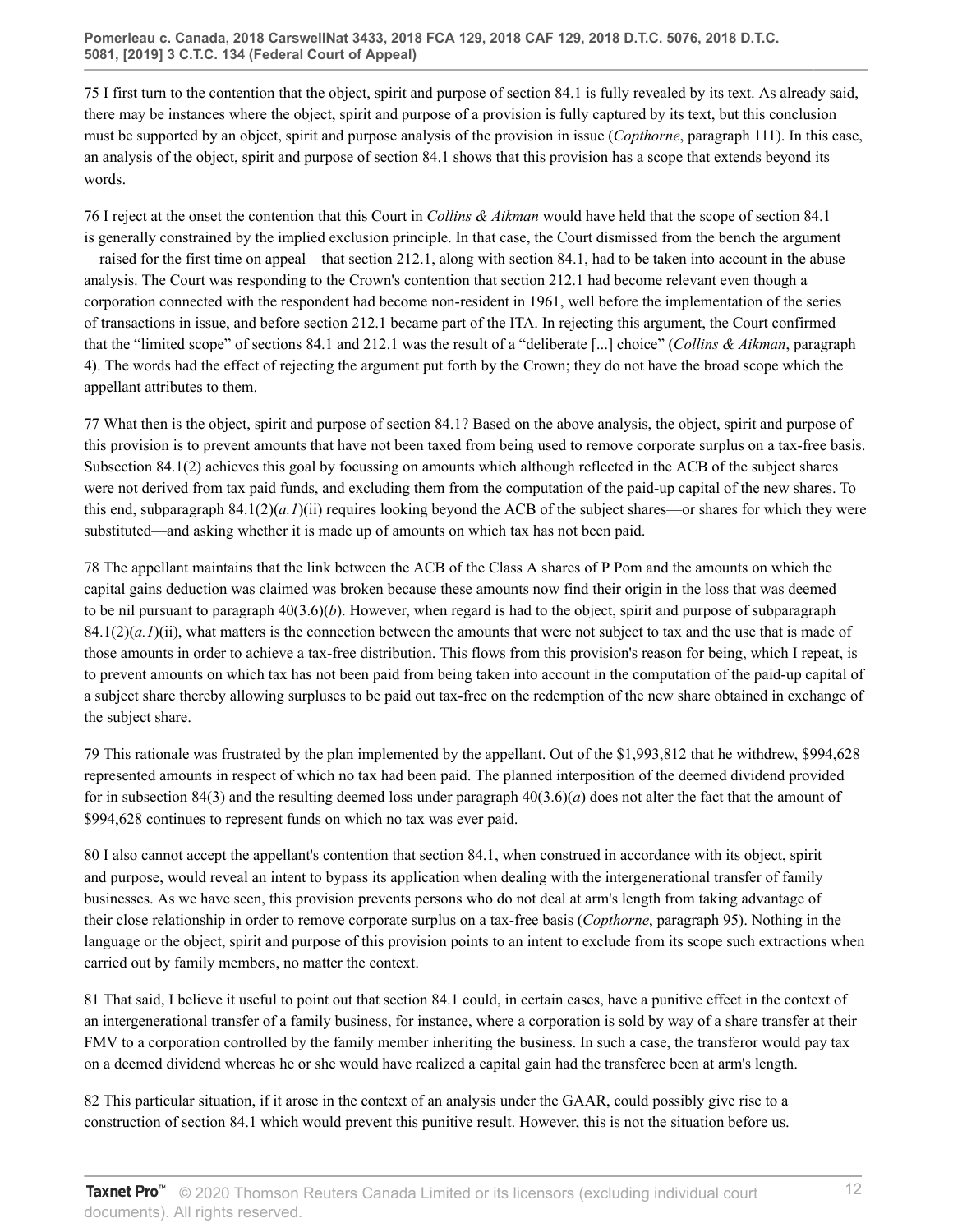75 I first turn to the contention that the object, spirit and purpose of section 84.1 is fully revealed by its text. As already said, there may be instances where the object, spirit and purpose of a provision is fully captured by its text, but this conclusion must be supported by an object, spirit and purpose analysis of the provision in issue (*Copthorne*, paragraph 111). In this case, an analysis of the object, spirit and purpose of section 84.1 shows that this provision has a scope that extends beyond its words.

76 I reject at the onset the contention that this Court in *Collins & Aikman* would have held that the scope of section 84.1 is generally constrained by the implied exclusion principle. In that case, the Court dismissed from the bench the argument—raised for the first time on appeal—that section 212.1, along with section 84.1, had to be taken into account in the abuse analysis. The Court was responding to the Crown's contention that section 212.1 had become relevant even though a corporation connected with the respondent had become non-resident in 1961, well before the implementation of the series of transactions in issue, and before section 212.1 became part of the ITA. In rejecting this argument, the Court confirmed that the "limited scope" of sections 84.1 and 212.1 was the result of a "deliberate [...] choice" (*Collins & Aikman*, paragraph 4). The words had the effect of rejecting the argument put forth by the Crown; they do not have the broad scope which the appellant attributes to them.

77 What then is the object, spirit and purpose of section 84.1? Based on the above analysis, the object, spirit and purpose of this provision is to prevent amounts that have not been taxed from being used to remove corporate surplus on a tax-free basis. Subsection 84.1(2) achieves this goal by focussing on amounts which although reflected in the ACB of the subject shares were not derived from tax paid funds, and excluding them from the computation of the paid-up capital of the new shares. To this end, subparagraph 84.1(2)(*a.1*)(ii) requires looking beyond the ACB of the subject shares—or shares for which they were substituted—and asking whether it is made up of amounts on which tax has not been paid.

78 The appellant maintains that the link between the ACB of the Class A shares of P Pom and the amounts on which the capital gains deduction was claimed was broken because these amounts now find their origin in the loss that was deemed to be nil pursuant to paragraph 40(3.6)(*b*). However, when regard is had to the object, spirit and purpose of subparagraph 84.1(2)(*a.1*)(ii), what matters is the connection between the amounts that were not subject to tax and the use that is made of those amounts in order to achieve a tax-free distribution. This flows from this provision's reason for being, which I repeat, is to prevent amounts on which tax has not been paid from being taken into account in the computation of the paid-up capital of a subject share thereby allowing surpluses to be paid out tax-free on the redemption of the new share obtained in exchange of the subject share.

79 This rationale was frustrated by the plan implemented by the appellant. Out of the $1,993,812 that he withdrew, $994,628 represented amounts in respect of which no tax had been paid. The planned interposition of the deemed dividend provided for in subsection 84(3) and the resulting deemed loss under paragraph 40(3.6)(*a*) does not alter the fact that the amount of $994,628 continues to represent funds on which no tax was ever paid.

80 I also cannot accept the appellant's contention that section 84.1, when construed in accordance with its object, spirit and purpose, would reveal an intent to bypass its application when dealing with the intergenerational transfer of family businesses. As we have seen, this provision prevents persons who do not deal at arm's length from taking advantage of their close relationship in order to remove corporate surplus on a tax-free basis (*Copthorne*, paragraph 95). Nothing in the language or the object, spirit and purpose of this provision points to an intent to exclude from its scope such extractions when carried out by family members, no matter the context.

81 That said, I believe it useful to point out that section 84.1 could, in certain cases, have a punitive effect in the context of an intergenerational transfer of a family business, for instance, where a corporation is sold by way of a share transfer at their FMV to a corporation controlled by the family member inheriting the business. In such a case, the transferor would pay tax on a deemed dividend whereas he or she would have realized a capital gain had the transferee been at arm's length.

82 This particular situation, if it arose in the context of an analysis under the GAAR, could possibly give rise to a construction of section 84.1 which would prevent this punitive result. However, this is not the situation before us.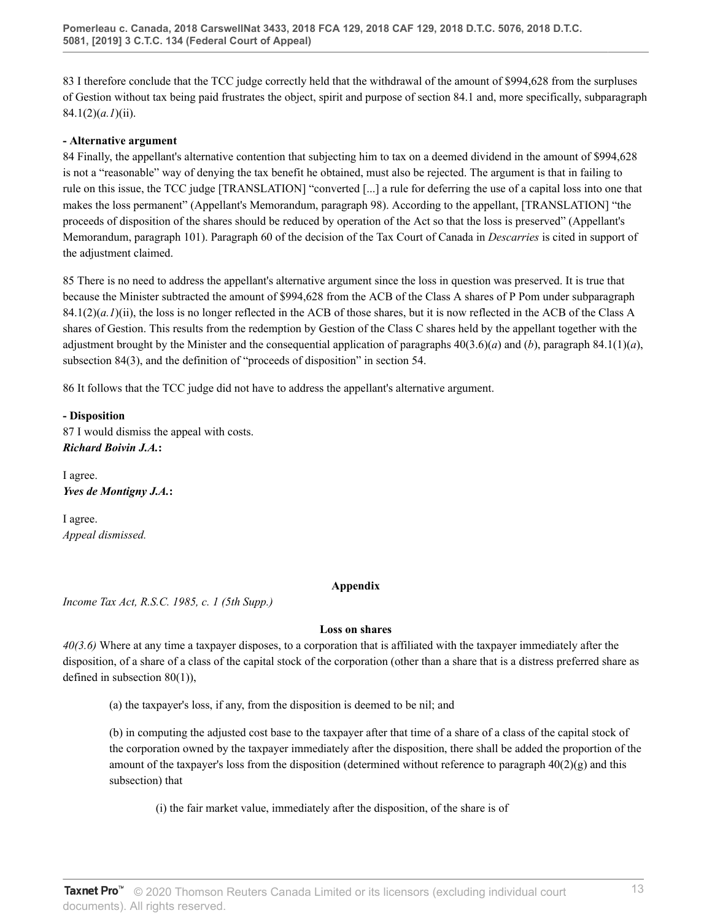83 I therefore conclude that the TCC judge correctly held that the withdrawal of the amount of $994,628 from the surpluses of Gestion without tax being paid frustrates the object, spirit and purpose of section 84.1 and, more specifically, subparagraph 84.1(2)(*a.1*)(ii).

**- Alternative argument**

84 Finally, the appellant's alternative contention that subjecting him to tax on a deemed dividend in the amount of $994,628 is not a "reasonable" way of denying the tax benefit he obtained, must also be rejected. The argument is that in failing to rule on this issue, the TCC judge [TRANSLATION] "converted [...] a rule for deferring the use of a capital loss into one that makes the loss permanent" (Appellant's Memorandum, paragraph 98). According to the appellant, [TRANSLATION] "the proceeds of disposition of the shares should be reduced by operation of the Act so that the loss is preserved" (Appellant's Memorandum, paragraph 101). Paragraph 60 of the decision of the Tax Court of Canada in *Descarries* is cited in support of the adjustment claimed.

85 There is no need to address the appellant's alternative argument since the loss in question was preserved. It is true that because the Minister subtracted the amount of $994,628 from the ACB of the Class A shares of P Pom under subparagraph 84.1(2)(*a.1*)(ii), the loss is no longer reflected in the ACB of those shares, but it is now reflected in the ACB of the Class A shares of Gestion. This results from the redemption by Gestion of the Class C shares held by the appellant together with the adjustment brought by the Minister and the consequential application of paragraphs 40(3.6)(*a*) and (*b*), paragraph 84.1(1)(*a*), subsection 84(3), and the definition of "proceeds of disposition" in section 54.

86 It follows that the TCC judge did not have to address the appellant's alternative argument.

**- Disposition**

87 I would dismiss the appeal with costs.

***Richard Boivin J.A.*:**

I agree.

***Yves de Montigny J.A.*:**

I agree.

*Appeal dismissed.*

## Appendix

*Income Tax Act, R.S.C. 1985, c. 1 (5th Supp.)*

**Loss on shares**

*40(3.6)* Where at any time a taxpayer disposes, to a corporation that is affiliated with the taxpayer immediately after the disposition, of a share of a class of the capital stock of the corporation (other than a share that is a distress preferred share as defined in subsection 80(1)),

(a) the taxpayer's loss, if any, from the disposition is deemed to be nil; and

(b) in computing the adjusted cost base to the taxpayer after that time of a share of a class of the capital stock of the corporation owned by the taxpayer immediately after the disposition, there shall be added the proportion of the amount of the taxpayer's loss from the disposition (determined without reference to paragraph 40(2)(g) and this subsection) that

(i) the fair market value, immediately after the disposition, of the share is of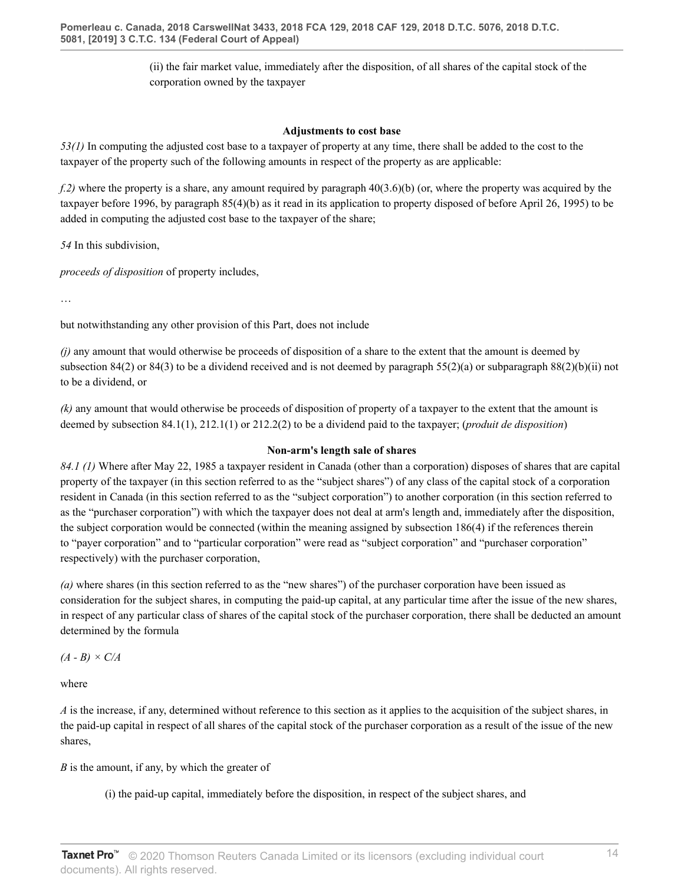(ii) the fair market value, immediately after the disposition, of all shares of the capital stock of the corporation owned by the taxpayer

**Adjustments to cost base**

*53(1)* In computing the adjusted cost base to a taxpayer of property at any time, there shall be added to the cost to the taxpayer of the property such of the following amounts in respect of the property as are applicable:

*f.2)* where the property is a share, any amount required by paragraph 40(3.6)(b) (or, where the property was acquired by the taxpayer before 1996, by paragraph 85(4)(b) as it read in its application to property disposed of before April 26, 1995) to be added in computing the adjusted cost base to the taxpayer of the share;

*54* In this subdivision,

*proceeds of disposition* of property includes,

…

but notwithstanding any other provision of this Part, does not include

*(j)* any amount that would otherwise be proceeds of disposition of a share to the extent that the amount is deemed by subsection 84(2) or 84(3) to be a dividend received and is not deemed by paragraph 55(2)(a) or subparagraph 88(2)(b)(ii) not to be a dividend, or

*(k)* any amount that would otherwise be proceeds of disposition of property of a taxpayer to the extent that the amount is deemed by subsection 84.1(1), 212.1(1) or 212.2(2) to be a dividend paid to the taxpayer; (*produit de disposition*)

**Non-arm's length sale of shares**

*84.1 (1)* Where after May 22, 1985 a taxpayer resident in Canada (other than a corporation) disposes of shares that are capital property of the taxpayer (in this section referred to as the "subject shares") of any class of the capital stock of a corporation resident in Canada (in this section referred to as the "subject corporation") to another corporation (in this section referred to as the "purchaser corporation") with which the taxpayer does not deal at arm's length and, immediately after the disposition, the subject corporation would be connected (within the meaning assigned by subsection 186(4) if the references therein to "payer corporation" and to "particular corporation" were read as "subject corporation" and "purchaser corporation" respectively) with the purchaser corporation,

*(a)* where shares (in this section referred to as the "new shares") of the purchaser corporation have been issued as consideration for the subject shares, in computing the paid-up capital, at any particular time after the issue of the new shares, in respect of any particular class of shares of the capital stock of the purchaser corporation, there shall be deducted an amount determined by the formula

*(A - B) × C/A*

where

*A* is the increase, if any, determined without reference to this section as it applies to the acquisition of the subject shares, in the paid-up capital in respect of all shares of the capital stock of the purchaser corporation as a result of the issue of the new shares,

*B* is the amount, if any, by which the greater of

(i) the paid-up capital, immediately before the disposition, in respect of the subject shares, and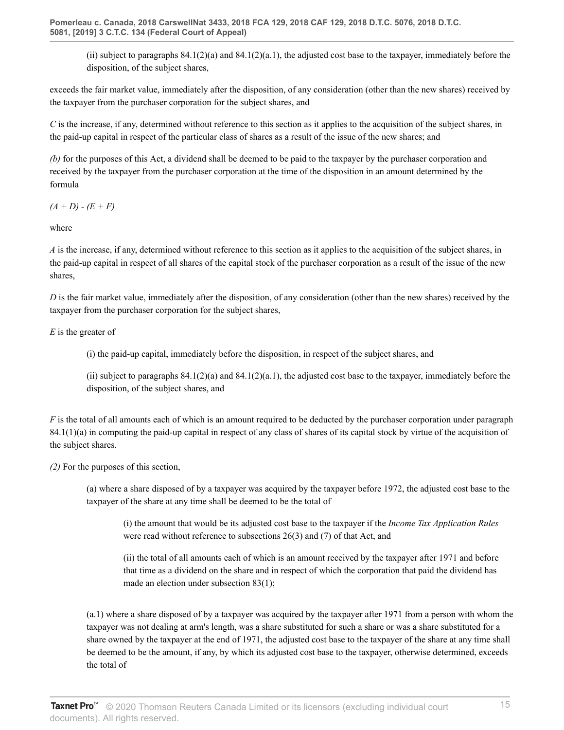(ii) subject to paragraphs 84.1(2)(a) and 84.1(2)(a.1), the adjusted cost base to the taxpayer, immediately before the disposition, of the subject shares,

exceeds the fair market value, immediately after the disposition, of any consideration (other than the new shares) received by the taxpayer from the purchaser corporation for the subject shares, and

*C* is the increase, if any, determined without reference to this section as it applies to the acquisition of the subject shares, in the paid-up capital in respect of the particular class of shares as a result of the issue of the new shares; and

*(b)* for the purposes of this Act, a dividend shall be deemed to be paid to the taxpayer by the purchaser corporation and received by the taxpayer from the purchaser corporation at the time of the disposition in an amount determined by the formula

$(A + D) - (E + F)$

where

*A* is the increase, if any, determined without reference to this section as it applies to the acquisition of the subject shares, in the paid-up capital in respect of all shares of the capital stock of the purchaser corporation as a result of the issue of the new shares,

*D* is the fair market value, immediately after the disposition, of any consideration (other than the new shares) received by the taxpayer from the purchaser corporation for the subject shares,

*E* is the greater of

(i) the paid-up capital, immediately before the disposition, in respect of the subject shares, and

(ii) subject to paragraphs 84.1(2)(a) and 84.1(2)(a.1), the adjusted cost base to the taxpayer, immediately before the disposition, of the subject shares, and

*F* is the total of all amounts each of which is an amount required to be deducted by the purchaser corporation under paragraph 84.1(1)(a) in computing the paid-up capital in respect of any class of shares of its capital stock by virtue of the acquisition of the subject shares.

*(2)* For the purposes of this section,

(a) where a share disposed of by a taxpayer was acquired by the taxpayer before 1972, the adjusted cost base to the taxpayer of the share at any time shall be deemed to be the total of

(i) the amount that would be its adjusted cost base to the taxpayer if the *Income Tax Application Rules* were read without reference to subsections 26(3) and (7) of that Act, and

(ii) the total of all amounts each of which is an amount received by the taxpayer after 1971 and before that time as a dividend on the share and in respect of which the corporation that paid the dividend has made an election under subsection 83(1);

(a.1) where a share disposed of by a taxpayer was acquired by the taxpayer after 1971 from a person with whom the taxpayer was not dealing at arm's length, was a share substituted for such a share or was a share substituted for a share owned by the taxpayer at the end of 1971, the adjusted cost base to the taxpayer of the share at any time shall be deemed to be the amount, if any, by which its adjusted cost base to the taxpayer, otherwise determined, exceeds the total of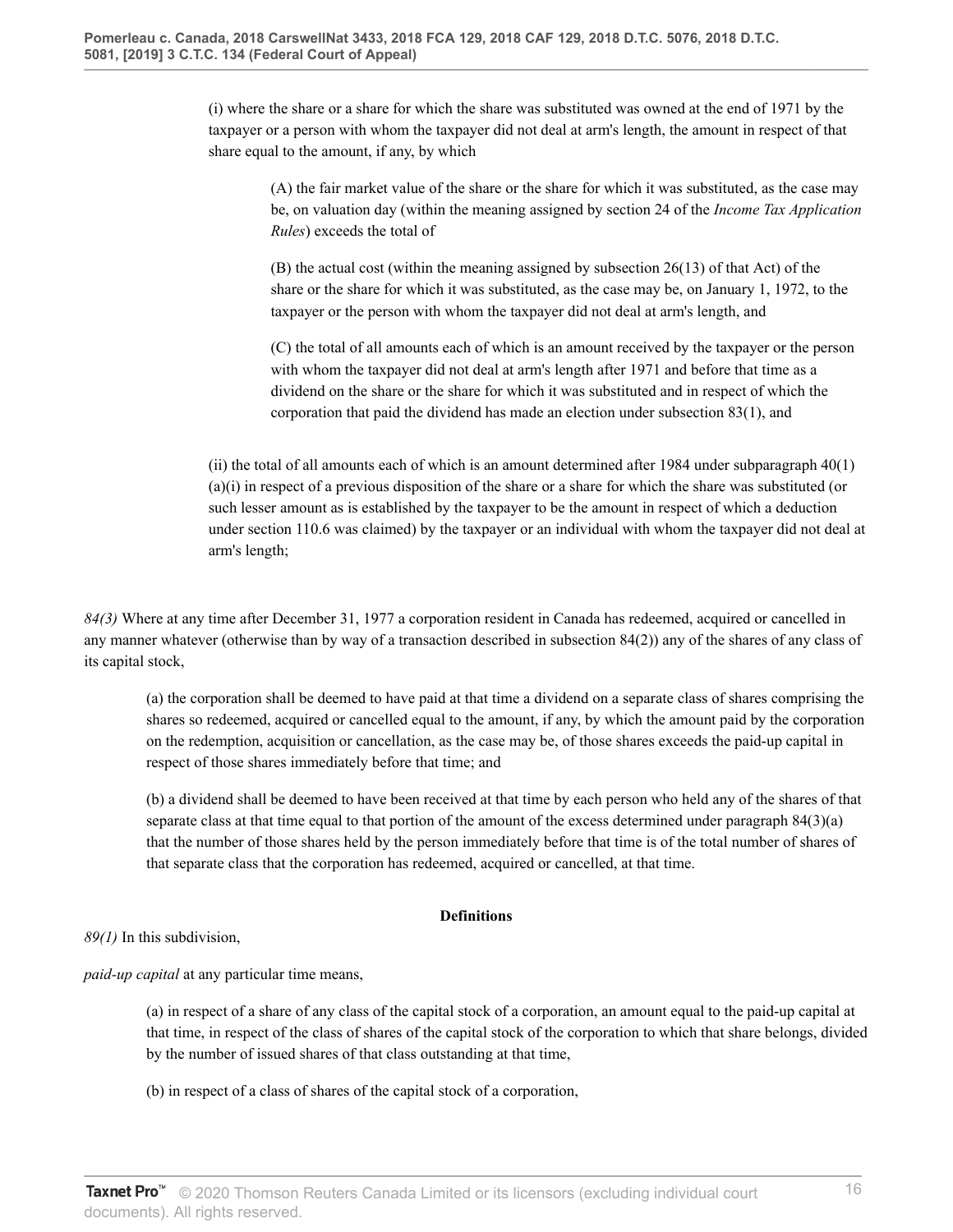(i) where the share or a share for which the share was substituted was owned at the end of 1971 by the taxpayer or a person with whom the taxpayer did not deal at arm's length, the amount in respect of that share equal to the amount, if any, by which

(A) the fair market value of the share or the share for which it was substituted, as the case may be, on valuation day (within the meaning assigned by section 24 of the *Income Tax Application Rules*) exceeds the total of

(B) the actual cost (within the meaning assigned by subsection 26(13) of that Act) of the share or the share for which it was substituted, as the case may be, on January 1, 1972, to the taxpayer or the person with whom the taxpayer did not deal at arm's length, and

(C) the total of all amounts each of which is an amount received by the taxpayer or the person with whom the taxpayer did not deal at arm's length after 1971 and before that time as a dividend on the share or the share for which it was substituted and in respect of which the corporation that paid the dividend has made an election under subsection 83(1), and

(ii) the total of all amounts each of which is an amount determined after 1984 under subparagraph 40(1)(a)(i) in respect of a previous disposition of the share or a share for which the share was substituted (or such lesser amount as is established by the taxpayer to be the amount in respect of which a deduction under section 110.6 was claimed) by the taxpayer or an individual with whom the taxpayer did not deal at arm's length;

*84(3)* Where at any time after December 31, 1977 a corporation resident in Canada has redeemed, acquired or cancelled in any manner whatever (otherwise than by way of a transaction described in subsection 84(2)) any of the shares of any class of its capital stock,

(a) the corporation shall be deemed to have paid at that time a dividend on a separate class of shares comprising the shares so redeemed, acquired or cancelled equal to the amount, if any, by which the amount paid by the corporation on the redemption, acquisition or cancellation, as the case may be, of those shares exceeds the paid-up capital in respect of those shares immediately before that time; and

(b) a dividend shall be deemed to have been received at that time by each person who held any of the shares of that separate class at that time equal to that portion of the amount of the excess determined under paragraph 84(3)(a) that the number of those shares held by the person immediately before that time is of the total number of shares of that separate class that the corporation has redeemed, acquired or cancelled, at that time.

**Definitions**

*89(1)* In this subdivision,

*paid-up capital* at any particular time means,

(a) in respect of a share of any class of the capital stock of a corporation, an amount equal to the paid-up capital at that time, in respect of the class of shares of the capital stock of the corporation to which that share belongs, divided by the number of issued shares of that class outstanding at that time,

(b) in respect of a class of shares of the capital stock of a corporation,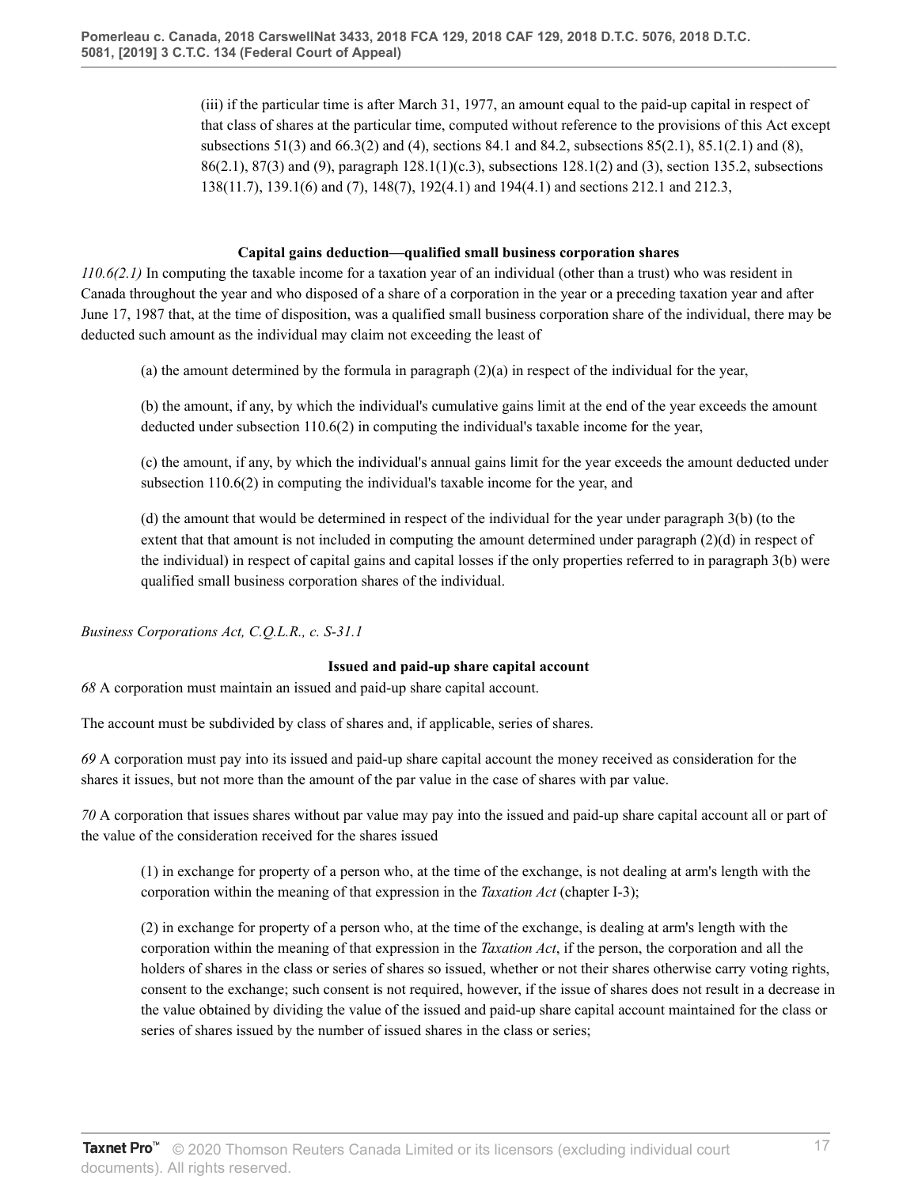(iii) if the particular time is after March 31, 1977, an amount equal to the paid-up capital in respect of that class of shares at the particular time, computed without reference to the provisions of this Act except subsections 51(3) and 66.3(2) and (4), sections 84.1 and 84.2, subsections 85(2.1), 85.1(2.1) and (8), 86(2.1), 87(3) and (9), paragraph 128.1(1)(c.3), subsections 128.1(2) and (3), section 135.2, subsections 138(11.7), 139.1(6) and (7), 148(7), 192(4.1) and 194(4.1) and sections 212.1 and 212.3,

**Capital gains deduction—qualified small business corporation shares**

*110.6(2.1)* In computing the taxable income for a taxation year of an individual (other than a trust) who was resident in Canada throughout the year and who disposed of a share of a corporation in the year or a preceding taxation year and after June 17, 1987 that, at the time of disposition, was a qualified small business corporation share of the individual, there may be deducted such amount as the individual may claim not exceeding the least of

(a) the amount determined by the formula in paragraph (2)(a) in respect of the individual for the year,

(b) the amount, if any, by which the individual's cumulative gains limit at the end of the year exceeds the amount deducted under subsection 110.6(2) in computing the individual's taxable income for the year,

(c) the amount, if any, by which the individual's annual gains limit for the year exceeds the amount deducted under subsection 110.6(2) in computing the individual's taxable income for the year, and

(d) the amount that would be determined in respect of the individual for the year under paragraph 3(b) (to the extent that that amount is not included in computing the amount determined under paragraph (2)(d) in respect of the individual) in respect of capital gains and capital losses if the only properties referred to in paragraph 3(b) were qualified small business corporation shares of the individual.

*Business Corporations Act, C.Q.L.R., c. S-31.1*

**Issued and paid-up share capital account**

*68* A corporation must maintain an issued and paid-up share capital account.

The account must be subdivided by class of shares and, if applicable, series of shares.

*69* A corporation must pay into its issued and paid-up share capital account the money received as consideration for the shares it issues, but not more than the amount of the par value in the case of shares with par value.

*70* A corporation that issues shares without par value may pay into the issued and paid-up share capital account all or part of the value of the consideration received for the shares issued

(1) in exchange for property of a person who, at the time of the exchange, is not dealing at arm's length with the corporation within the meaning of that expression in the *Taxation Act* (chapter I-3);

(2) in exchange for property of a person who, at the time of the exchange, is dealing at arm's length with the corporation within the meaning of that expression in the *Taxation Act*, if the person, the corporation and all the holders of shares in the class or series of shares so issued, whether or not their shares otherwise carry voting rights, consent to the exchange; such consent is not required, however, if the issue of shares does not result in a decrease in the value obtained by dividing the value of the issued and paid-up share capital account maintained for the class or series of shares issued by the number of issued shares in the class or series;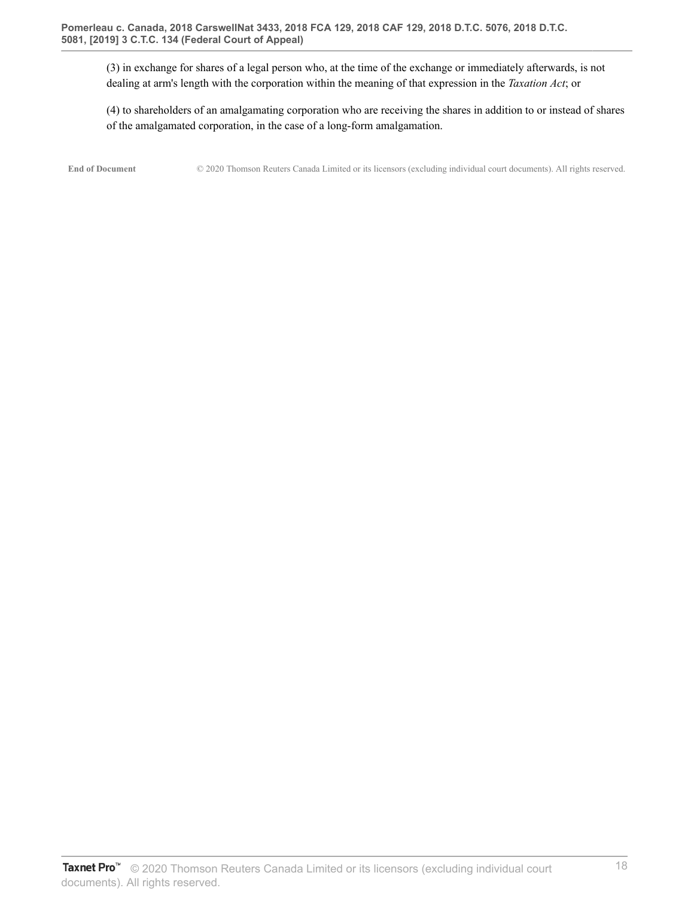(3) in exchange for shares of a legal person who, at the time of the exchange or immediately afterwards, is not dealing at arm's length with the corporation within the meaning of that expression in the *Taxation Act*; or

(4) to shareholders of an amalgamating corporation who are receiving the shares in addition to or instead of shares of the amalgamated corporation, in the case of a long-form amalgamation.

**End of Document** © 2020 Thomson Reuters Canada Limited or its licensors (excluding individual court documents). All rights reserved.